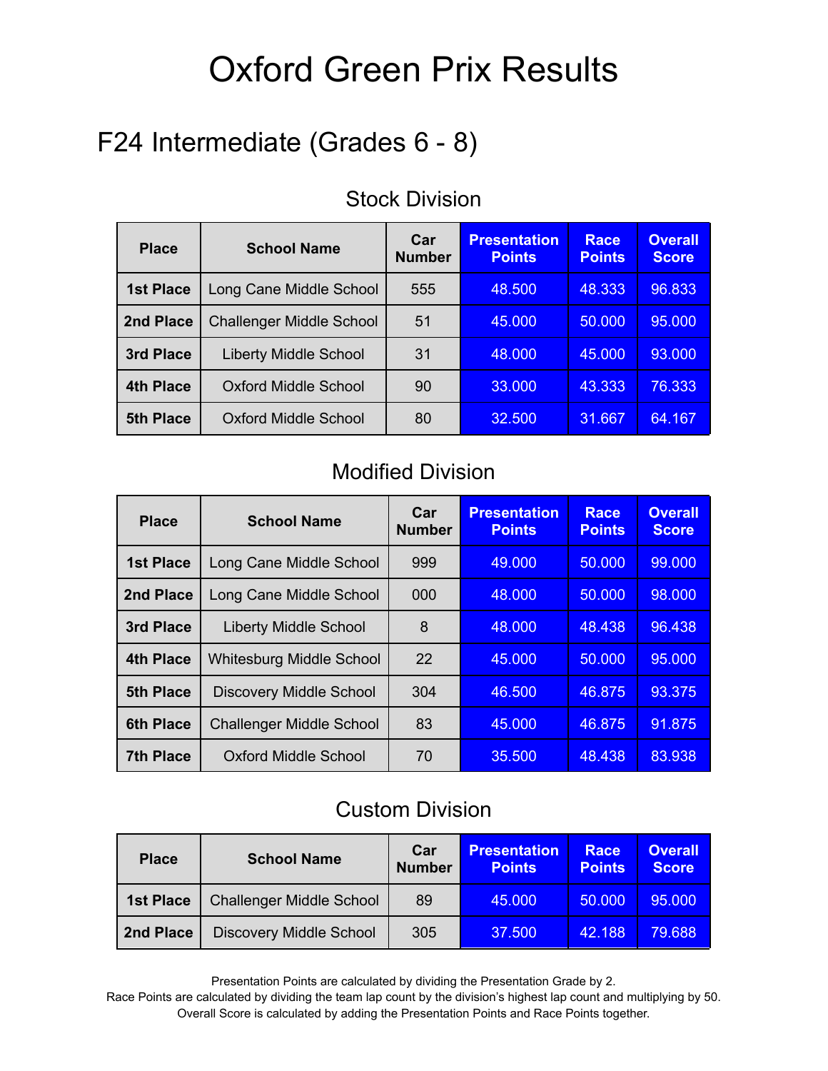# Oxford Green Prix Results

## F24 Intermediate (Grades 6 - 8)

### Stock Division

| Place | School Name | Car Number | Presentation Points | Race Points | Overall Score |
|---|---|---|---|---|---|
| 1st Place | Long Cane Middle School | 555 | 48.500 | 48.333 | 96.833 |
| 2nd Place | Challenger Middle School | 51 | 45.000 | 50.000 | 95.000 |
| 3rd Place | Liberty Middle School | 31 | 48.000 | 45.000 | 93.000 |
| 4th Place | Oxford Middle School | 90 | 33.000 | 43.333 | 76.333 |
| 5th Place | Oxford Middle School | 80 | 32.500 | 31.667 | 64.167 |

### Modified Division

| Place | School Name | Car Number | Presentation Points | Race Points | Overall Score |
|---|---|---|---|---|---|
| 1st Place | Long Cane Middle School | 999 | 49.000 | 50.000 | 99.000 |
| 2nd Place | Long Cane Middle School | 000 | 48.000 | 50.000 | 98.000 |
| 3rd Place | Liberty Middle School | 8 | 48.000 | 48.438 | 96.438 |
| 4th Place | Whitesburg Middle School | 22 | 45.000 | 50.000 | 95.000 |
| 5th Place | Discovery Middle School | 304 | 46.500 | 46.875 | 93.375 |
| 6th Place | Challenger Middle School | 83 | 45.000 | 46.875 | 91.875 |
| 7th Place | Oxford Middle School | 70 | 35.500 | 48.438 | 83.938 |

### Custom Division

| Place | School Name | Car Number | Presentation Points | Race Points | Overall Score |
|---|---|---|---|---|---|
| 1st Place | Challenger Middle School | 89 | 45.000 | 50.000 | 95.000 |
| 2nd Place | Discovery Middle School | 305 | 37.500 | 42.188 | 79.688 |

Presentation Points are calculated by dividing the Presentation Grade by 2.
Race Points are calculated by dividing the team lap count by the division's highest lap count and multiplying by 50.
Overall Score is calculated by adding the Presentation Points and Race Points together.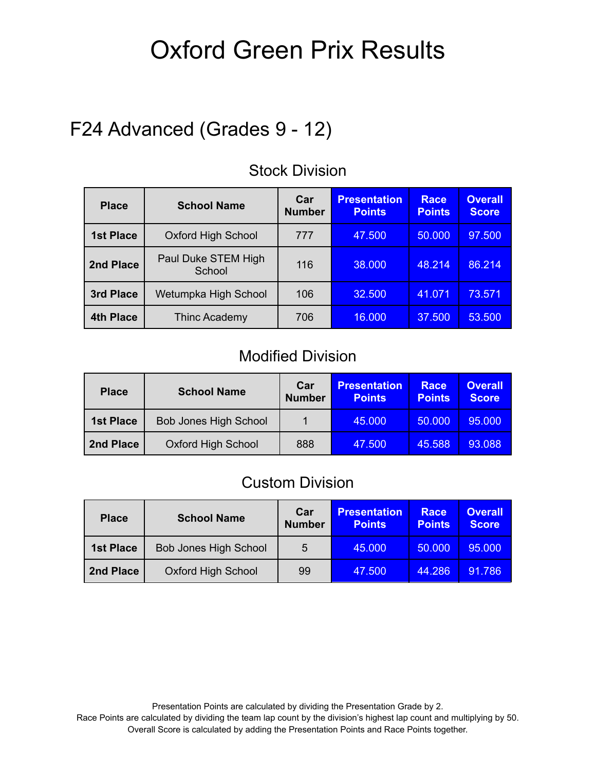# Oxford Green Prix Results

## F24 Advanced (Grades 9 - 12)

### Stock Division

| Place | School Name | Car Number | Presentation Points | Race Points | Overall Score |
|---|---|---|---|---|---|
| **1st Place** | Oxford High School | 777 | 47.500 | 50.000 | 97.500 |
| **2nd Place** | Paul Duke STEM High School | 116 | 38.000 | 48.214 | 86.214 |
| **3rd Place** | Wetumpka High School | 106 | 32.500 | 41.071 | 73.571 |
| **4th Place** | Thinc Academy | 706 | 16.000 | 37.500 | 53.500 |

### Modified Division

| Place | School Name | Car Number | Presentation Points | Race Points | Overall Score |
|---|---|---|---|---|---|
| **1st Place** | Bob Jones High School | 1 | 45.000 | 50.000 | 95.000 |
| **2nd Place** | Oxford High School | 888 | 47.500 | 45.588 | 93.088 |

### Custom Division

| Place | School Name | Car Number | Presentation Points | Race Points | Overall Score |
|---|---|---|---|---|---|
| **1st Place** | Bob Jones High School | 5 | 45.000 | 50.000 | 95.000 |
| **2nd Place** | Oxford High School | 99 | 47.500 | 44.286 | 91.786 |

Presentation Points are calculated by dividing the Presentation Grade by 2.
Race Points are calculated by dividing the team lap count by the division's highest lap count and multiplying by 50.
Overall Score is calculated by adding the Presentation Points and Race Points together.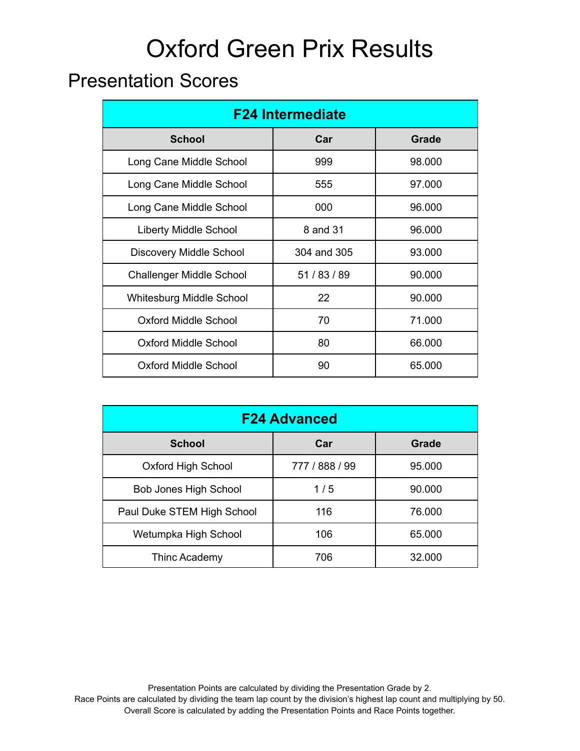# Oxford Green Prix Results

## Presentation Scores

| F24 Intermediate | | |
|---|---|---|
| **School** | **Car** | **Grade** |
| Long Cane Middle School | 999 | 98.000 |
| Long Cane Middle School | 555 | 97.000 |
| Long Cane Middle School | 000 | 96.000 |
| Liberty Middle School | 8 and 31 | 96.000 |
| Discovery Middle School | 304 and 305 | 93.000 |
| Challenger Middle School | 51 / 83 / 89 | 90.000 |
| Whitesburg Middle School | 22 | 90.000 |
| Oxford Middle School | 70 | 71.000 |
| Oxford Middle School | 80 | 66.000 |
| Oxford Middle School | 90 | 65.000 |

| F24 Advanced | | |
|---|---|---|
| **School** | **Car** | **Grade** |
| Oxford High School | 777 / 888 / 99 | 95.000 |
| Bob Jones High School | 1 / 5 | 90.000 |
| Paul Duke STEM High School | 116 | 76.000 |
| Wetumpka High School | 106 | 65.000 |
| Thinc Academy | 706 | 32.000 |

Presentation Points are calculated by dividing the Presentation Grade by 2.
Race Points are calculated by dividing the team lap count by the division's highest lap count and multiplying by 50.
Overall Score is calculated by adding the Presentation Points and Race Points together.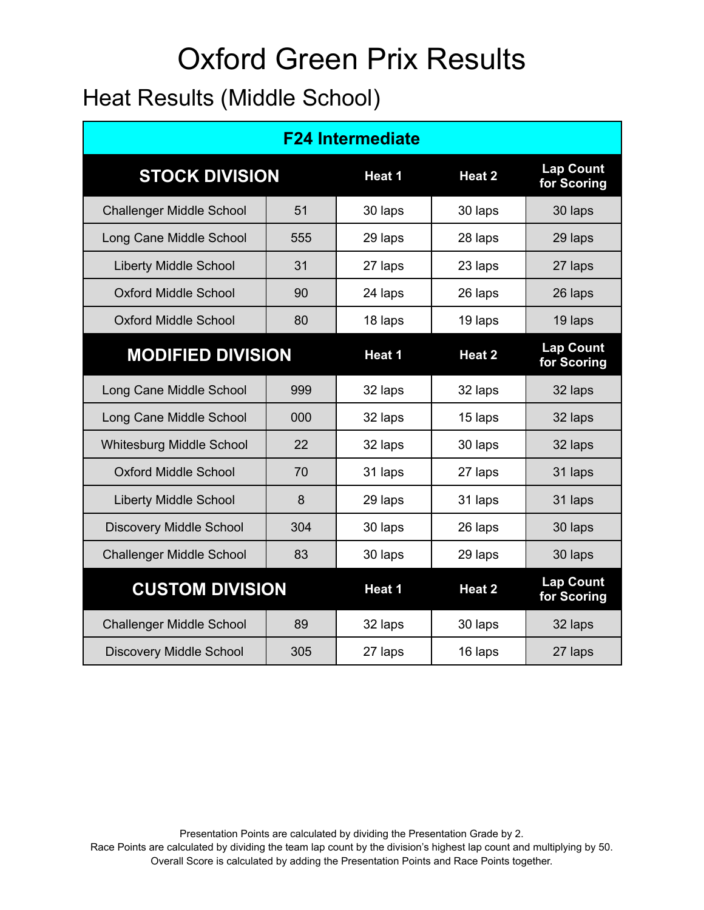# Oxford Green Prix Results

## Heat Results (Middle School)

| F24 Intermediate | | | | |
|---|---|---|---|---|
| **STOCK DIVISION** | | **Heat 1** | **Heat 2** | **Lap Count for Scoring** |
| Challenger Middle School | 51 | 30 laps | 30 laps | 30 laps |
| Long Cane Middle School | 555 | 29 laps | 28 laps | 29 laps |
| Liberty Middle School | 31 | 27 laps | 23 laps | 27 laps |
| Oxford Middle School | 90 | 24 laps | 26 laps | 26 laps |
| Oxford Middle School | 80 | 18 laps | 19 laps | 19 laps |
| **MODIFIED DIVISION** | | **Heat 1** | **Heat 2** | **Lap Count for Scoring** |
| Long Cane Middle School | 999 | 32 laps | 32 laps | 32 laps |
| Long Cane Middle School | 000 | 32 laps | 15 laps | 32 laps |
| Whitesburg Middle School | 22 | 32 laps | 30 laps | 32 laps |
| Oxford Middle School | 70 | 31 laps | 27 laps | 31 laps |
| Liberty Middle School | 8 | 29 laps | 31 laps | 31 laps |
| Discovery Middle School | 304 | 30 laps | 26 laps | 30 laps |
| Challenger Middle School | 83 | 30 laps | 29 laps | 30 laps |
| **CUSTOM DIVISION** | | **Heat 1** | **Heat 2** | **Lap Count for Scoring** |
| Challenger Middle School | 89 | 32 laps | 30 laps | 32 laps |
| Discovery Middle School | 305 | 27 laps | 16 laps | 27 laps |

Presentation Points are calculated by dividing the Presentation Grade by 2.
Race Points are calculated by dividing the team lap count by the division's highest lap count and multiplying by 50.
Overall Score is calculated by adding the Presentation Points and Race Points together.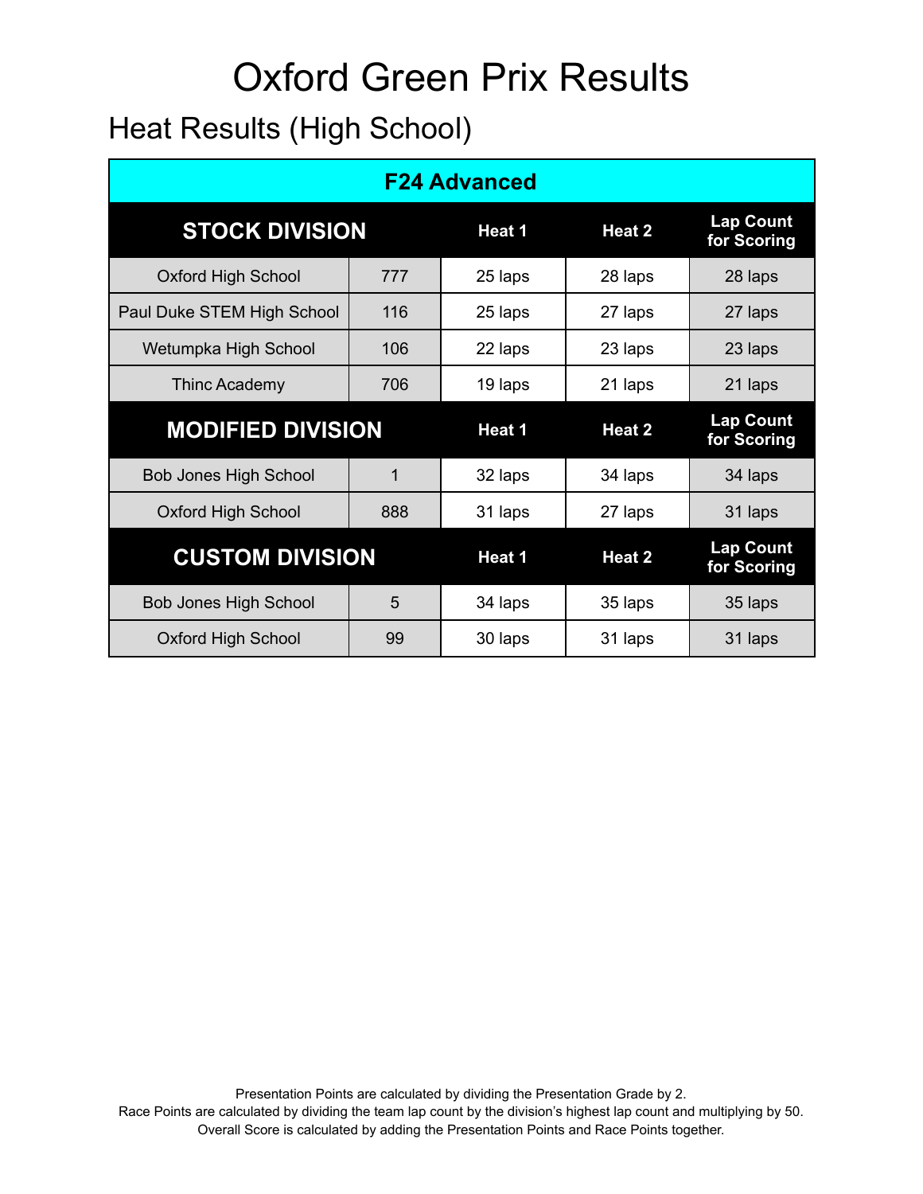# Oxford Green Prix Results

## Heat Results (High School)

| F24 Advanced | | | | |
|---|---|---|---|---|
| **STOCK DIVISION** | | **Heat 1** | **Heat 2** | **Lap Count for Scoring** |
| Oxford High School | 777 | 25 laps | 28 laps | 28 laps |
| Paul Duke STEM High School | 116 | 25 laps | 27 laps | 27 laps |
| Wetumpka High School | 106 | 22 laps | 23 laps | 23 laps |
| Thinc Academy | 706 | 19 laps | 21 laps | 21 laps |
| **MODIFIED DIVISION** | | **Heat 1** | **Heat 2** | **Lap Count for Scoring** |
| Bob Jones High School | 1 | 32 laps | 34 laps | 34 laps |
| Oxford High School | 888 | 31 laps | 27 laps | 31 laps |
| **CUSTOM DIVISION** | | **Heat 1** | **Heat 2** | **Lap Count for Scoring** |
| Bob Jones High School | 5 | 34 laps | 35 laps | 35 laps |
| Oxford High School | 99 | 30 laps | 31 laps | 31 laps |

Presentation Points are calculated by dividing the Presentation Grade by 2.
Race Points are calculated by dividing the team lap count by the division's highest lap count and multiplying by 50.
Overall Score is calculated by adding the Presentation Points and Race Points together.